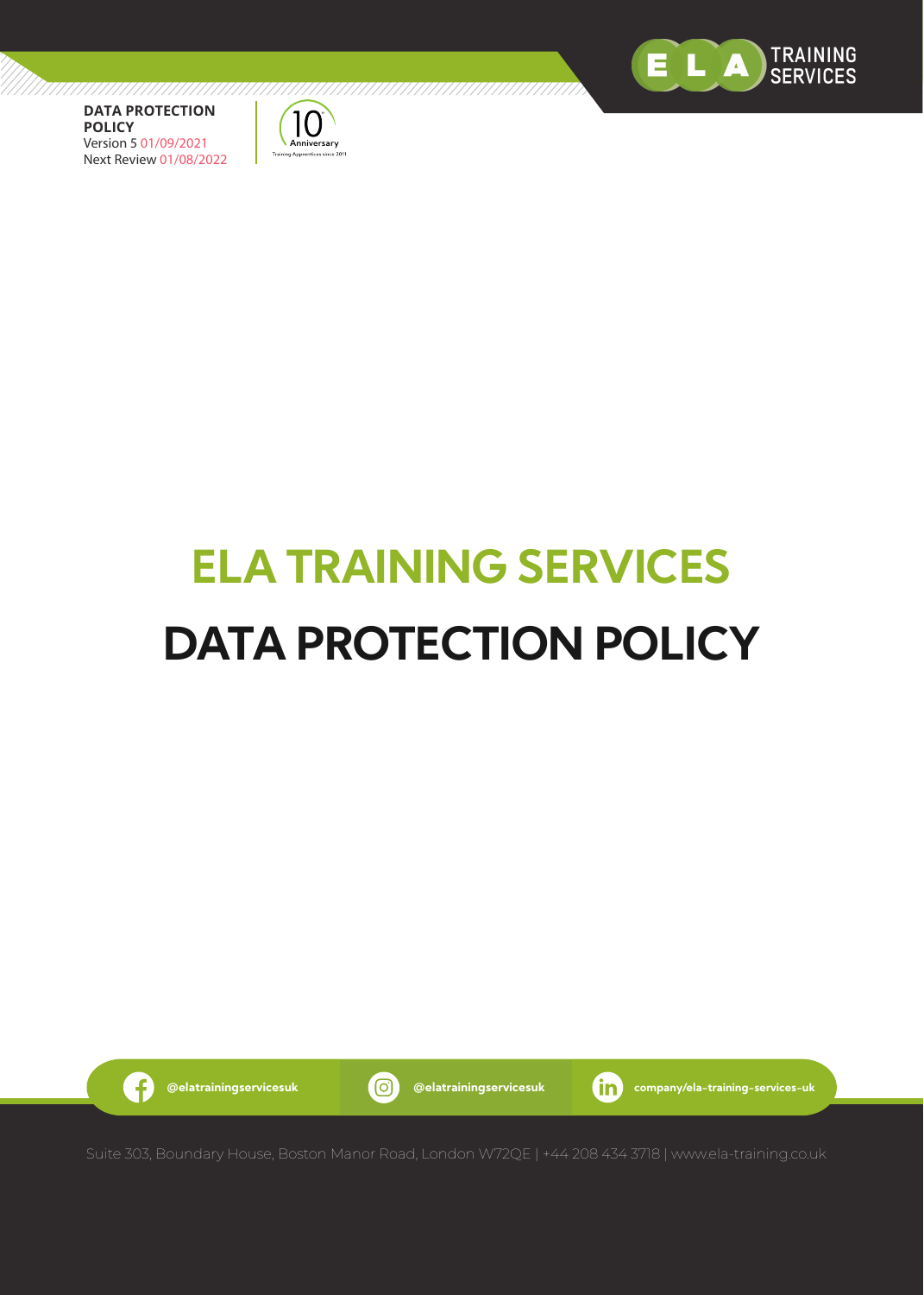**DATA PROTECTION POLICY**
Version 5 01/09/2021
Next Review 01/08/2022

10 Anniversary
Training Apprentices since 2011

# ELA TRAINING SERVICES

# DATA PROTECTION POLICY

@elatrainingservicesuk | @elatrainingservicesuk | company/ela-training-services-uk

Suite 303, Boundary House, Boston Manor Road, London W72QE | +44 208 434 3718 | www.ela-training.co.uk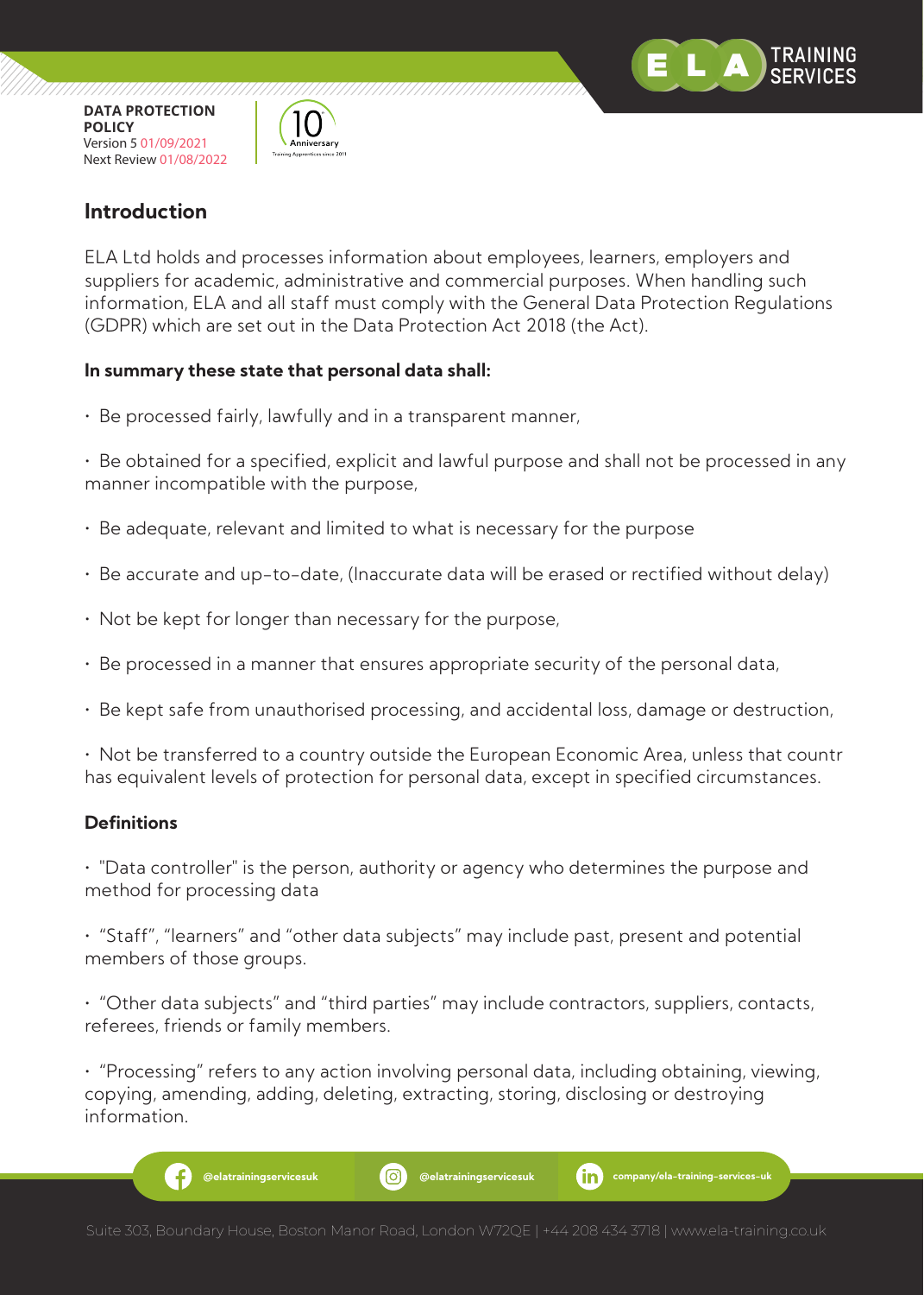## Introduction

ELA Ltd holds and processes information about employees, learners, employers and suppliers for academic, administrative and commercial purposes. When handling such information, ELA and all staff must comply with the General Data Protection Regulations (GDPR) which are set out in the Data Protection Act 2018 (the Act).

**In summary these state that personal data shall:**

- Be processed fairly, lawfully and in a transparent manner,
- Be obtained for a specified, explicit and lawful purpose and shall not be processed in any manner incompatible with the purpose,
- Be adequate, relevant and limited to what is necessary for the purpose
- Be accurate and up-to-date, (Inaccurate data will be erased or rectified without delay)
- Not be kept for longer than necessary for the purpose,
- Be processed in a manner that ensures appropriate security of the personal data,
- Be kept safe from unauthorised processing, and accidental loss, damage or destruction,
- Not be transferred to a country outside the European Economic Area, unless that countr has equivalent levels of protection for personal data, except in specified circumstances.

### Definitions

- "Data controller" is the person, authority or agency who determines the purpose and method for processing data
- "Staff", "learners" and "other data subjects" may include past, present and potential members of those groups.
- "Other data subjects" and "third parties" may include contractors, suppliers, contacts, referees, friends or family members.
- "Processing" refers to any action involving personal data, including obtaining, viewing, copying, amending, adding, deleting, extracting, storing, disclosing or destroying information.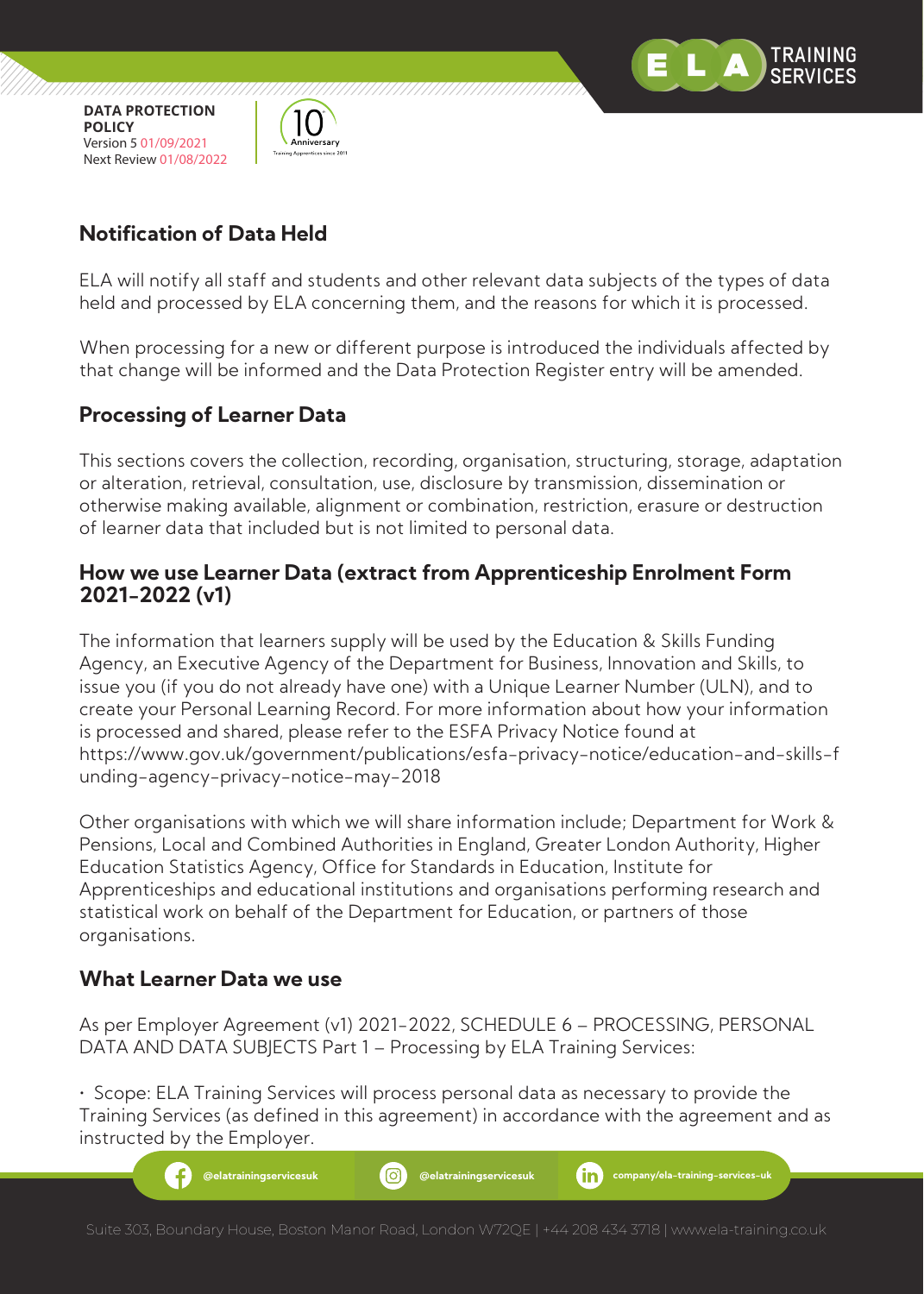## Notification of Data Held

ELA will notify all staff and students and other relevant data subjects of the types of data held and processed by ELA concerning them, and the reasons for which it is processed.

When processing for a new or different purpose is introduced the individuals affected by that change will be informed and the Data Protection Register entry will be amended.

## Processing of Learner Data

This sections covers the collection, recording, organisation, structuring, storage, adaptation or alteration, retrieval, consultation, use, disclosure by transmission, dissemination or otherwise making available, alignment or combination, restriction, erasure or destruction of learner data that included but is not limited to personal data.

## How we use Learner Data (extract from Apprenticeship Enrolment Form 2021-2022 (v1)

The information that learners supply will be used by the Education & Skills Funding Agency, an Executive Agency of the Department for Business, Innovation and Skills, to issue you (if you do not already have one) with a Unique Learner Number (ULN), and to create your Personal Learning Record. For more information about how your information is processed and shared, please refer to the ESFA Privacy Notice found at https://www.gov.uk/government/publications/esfa-privacy-notice/education-and-skills-funding-agency-privacy-notice-may-2018

Other organisations with which we will share information include; Department for Work & Pensions, Local and Combined Authorities in England, Greater London Authority, Higher Education Statistics Agency, Office for Standards in Education, Institute for Apprenticeships and educational institutions and organisations performing research and statistical work on behalf of the Department for Education, or partners of those organisations.

## What Learner Data we use

As per Employer Agreement (v1) 2021-2022, SCHEDULE 6 – PROCESSING, PERSONAL DATA AND DATA SUBJECTS Part 1 – Processing by ELA Training Services:

- Scope: ELA Training Services will process personal data as necessary to provide the Training Services (as defined in this agreement) in accordance with the agreement and as instructed by the Employer.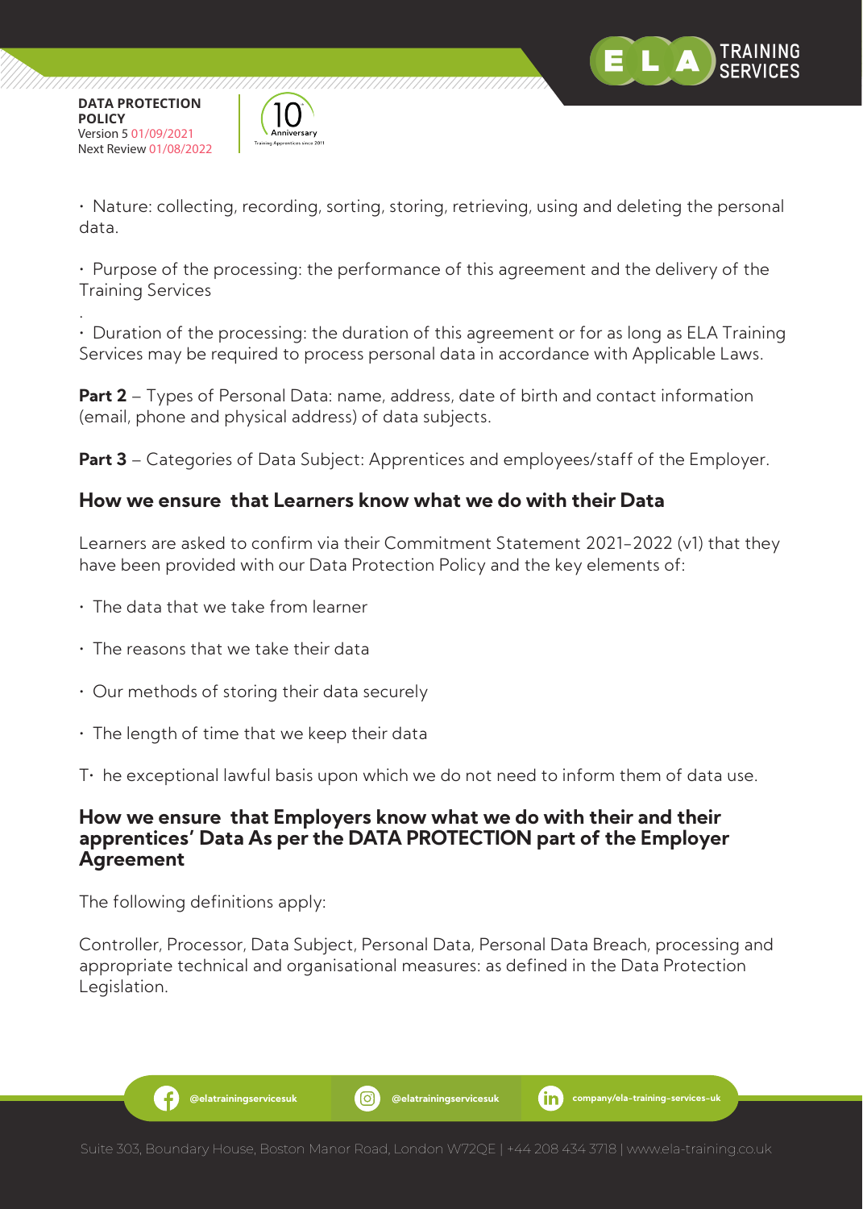• Nature: collecting, recording, sorting, storing, retrieving, using and deleting the personal data.

• Purpose of the processing: the performance of this agreement and the delivery of the Training Services

• Duration of the processing: the duration of this agreement or for as long as ELA Training Services may be required to process personal data in accordance with Applicable Laws.

**Part 2** – Types of Personal Data: name, address, date of birth and contact information (email, phone and physical address) of data subjects.

**Part 3** – Categories of Data Subject: Apprentices and employees/staff of the Employer.

## How we ensure that Learners know what we do with their Data

Learners are asked to confirm via their Commitment Statement 2021-2022 (v1) that they have been provided with our Data Protection Policy and the key elements of:

- The data that we take from learner
- The reasons that we take their data
- Our methods of storing their data securely
- The length of time that we keep their data

T• he exceptional lawful basis upon which we do not need to inform them of data use.

## How we ensure that Employers know what we do with their and their apprentices' Data As per the DATA PROTECTION part of the Employer Agreement

The following definitions apply:

Controller, Processor, Data Subject, Personal Data, Personal Data Breach, processing and appropriate technical and organisational measures: as defined in the Data Protection Legislation.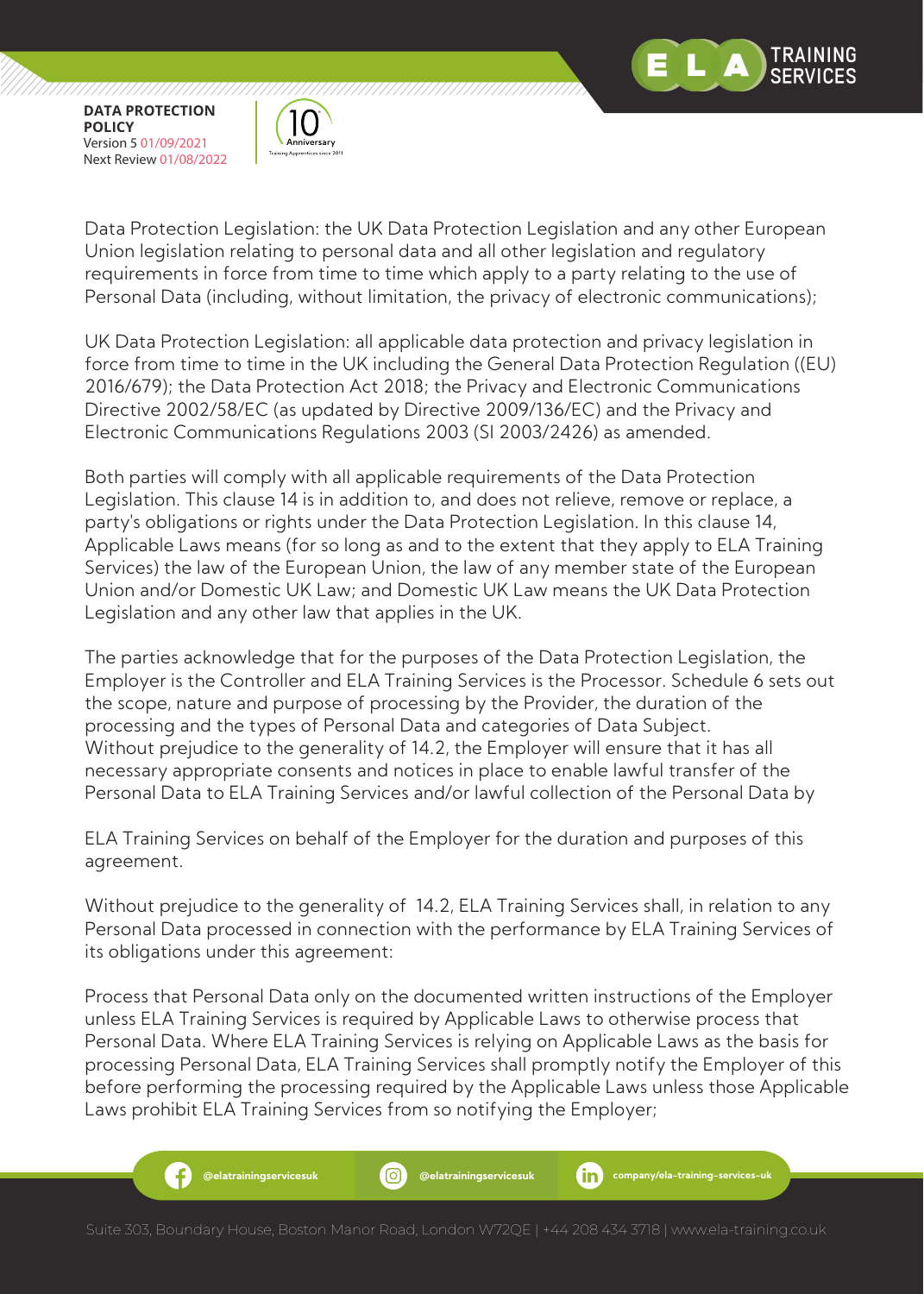Data Protection Legislation: the UK Data Protection Legislation and any other European Union legislation relating to personal data and all other legislation and regulatory requirements in force from time to time which apply to a party relating to the use of Personal Data (including, without limitation, the privacy of electronic communications);

UK Data Protection Legislation: all applicable data protection and privacy legislation in force from time to time in the UK including the General Data Protection Regulation ((EU) 2016/679); the Data Protection Act 2018; the Privacy and Electronic Communications Directive 2002/58/EC (as updated by Directive 2009/136/EC) and the Privacy and Electronic Communications Regulations 2003 (SI 2003/2426) as amended.

Both parties will comply with all applicable requirements of the Data Protection Legislation. This clause 14 is in addition to, and does not relieve, remove or replace, a party's obligations or rights under the Data Protection Legislation. In this clause 14, Applicable Laws means (for so long as and to the extent that they apply to ELA Training Services) the law of the European Union, the law of any member state of the European Union and/or Domestic UK Law; and Domestic UK Law means the UK Data Protection Legislation and any other law that applies in the UK.

The parties acknowledge that for the purposes of the Data Protection Legislation, the Employer is the Controller and ELA Training Services is the Processor. Schedule 6 sets out the scope, nature and purpose of processing by the Provider, the duration of the processing and the types of Personal Data and categories of Data Subject.
Without prejudice to the generality of 14.2, the Employer will ensure that it has all necessary appropriate consents and notices in place to enable lawful transfer of the Personal Data to ELA Training Services and/or lawful collection of the Personal Data by

ELA Training Services on behalf of the Employer for the duration and purposes of this agreement.

Without prejudice to the generality of 14.2, ELA Training Services shall, in relation to any Personal Data processed in connection with the performance by ELA Training Services of its obligations under this agreement:

Process that Personal Data only on the documented written instructions of the Employer unless ELA Training Services is required by Applicable Laws to otherwise process that Personal Data. Where ELA Training Services is relying on Applicable Laws as the basis for processing Personal Data, ELA Training Services shall promptly notify the Employer of this before performing the processing required by the Applicable Laws unless those Applicable Laws prohibit ELA Training Services from so notifying the Employer;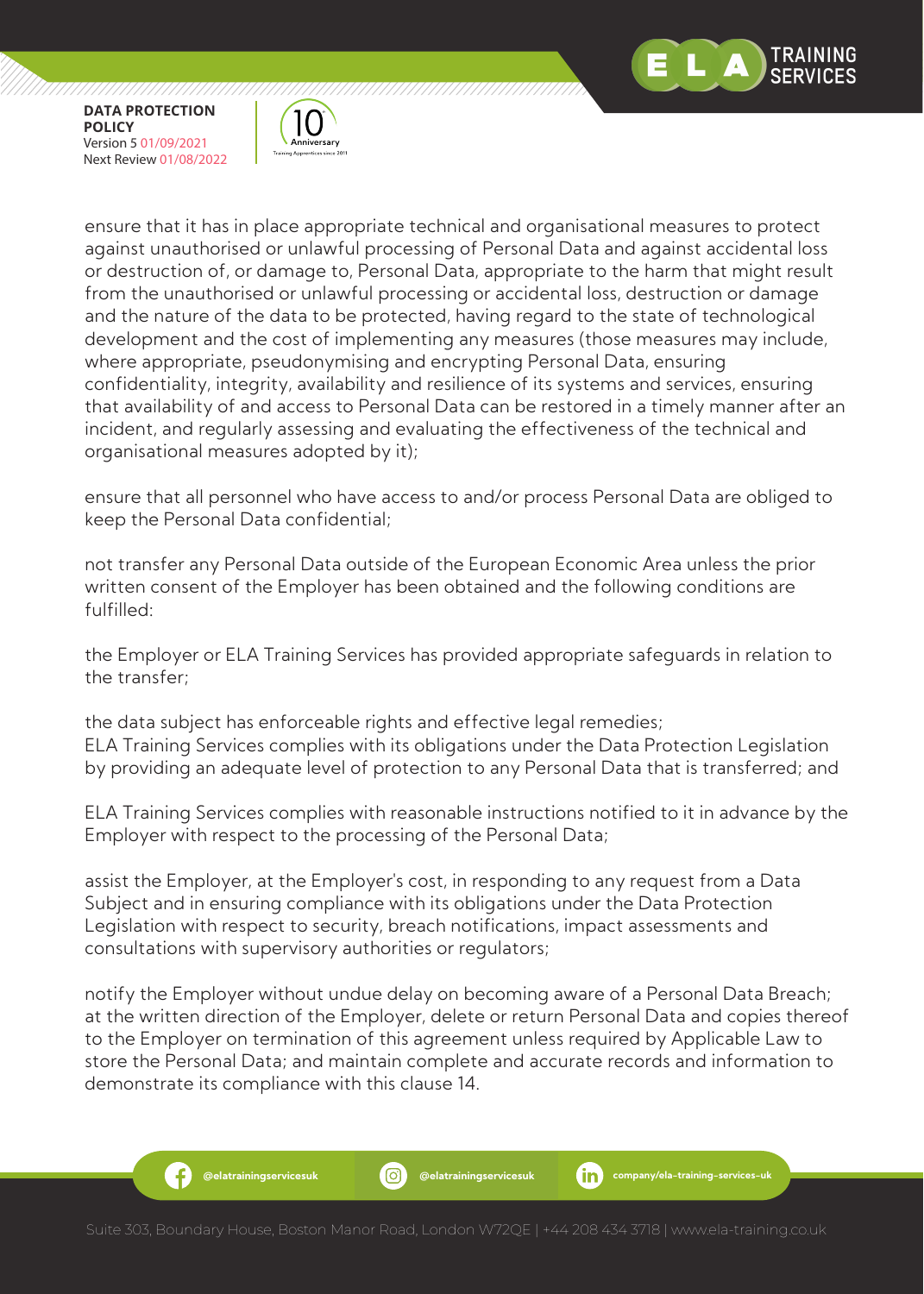ensure that it has in place appropriate technical and organisational measures to protect against unauthorised or unlawful processing of Personal Data and against accidental loss or destruction of, or damage to, Personal Data, appropriate to the harm that might result from the unauthorised or unlawful processing or accidental loss, destruction or damage and the nature of the data to be protected, having regard to the state of technological development and the cost of implementing any measures (those measures may include, where appropriate, pseudonymising and encrypting Personal Data, ensuring confidentiality, integrity, availability and resilience of its systems and services, ensuring that availability of and access to Personal Data can be restored in a timely manner after an incident, and regularly assessing and evaluating the effectiveness of the technical and organisational measures adopted by it);

ensure that all personnel who have access to and/or process Personal Data are obliged to keep the Personal Data confidential;

not transfer any Personal Data outside of the European Economic Area unless the prior written consent of the Employer has been obtained and the following conditions are fulfilled:

the Employer or ELA Training Services has provided appropriate safeguards in relation to the transfer;

the data subject has enforceable rights and effective legal remedies;
ELA Training Services complies with its obligations under the Data Protection Legislation by providing an adequate level of protection to any Personal Data that is transferred; and

ELA Training Services complies with reasonable instructions notified to it in advance by the Employer with respect to the processing of the Personal Data;

assist the Employer, at the Employer's cost, in responding to any request from a Data Subject and in ensuring compliance with its obligations under the Data Protection Legislation with respect to security, breach notifications, impact assessments and consultations with supervisory authorities or regulators;

notify the Employer without undue delay on becoming aware of a Personal Data Breach; at the written direction of the Employer, delete or return Personal Data and copies thereof to the Employer on termination of this agreement unless required by Applicable Law to store the Personal Data; and maintain complete and accurate records and information to demonstrate its compliance with this clause 14.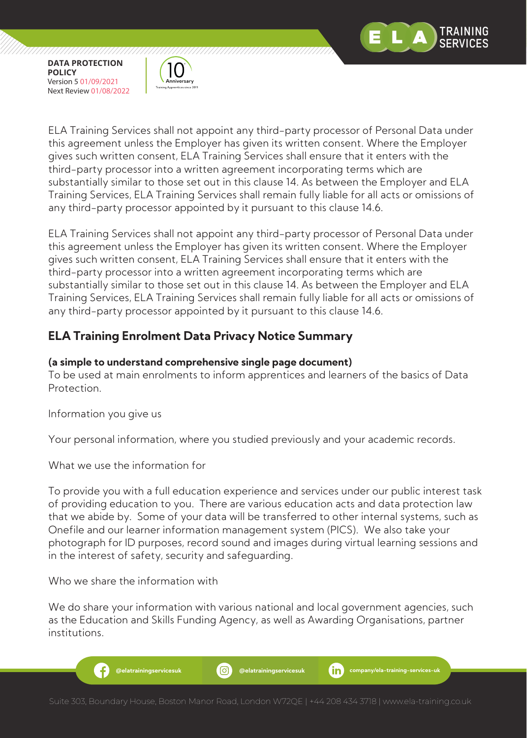ELA Training Services shall not appoint any third-party processor of Personal Data under this agreement unless the Employer has given its written consent. Where the Employer gives such written consent, ELA Training Services shall ensure that it enters with the third-party processor into a written agreement incorporating terms which are substantially similar to those set out in this clause 14. As between the Employer and ELA Training Services, ELA Training Services shall remain fully liable for all acts or omissions of any third-party processor appointed by it pursuant to this clause 14.6.

ELA Training Services shall not appoint any third-party processor of Personal Data under this agreement unless the Employer has given its written consent. Where the Employer gives such written consent, ELA Training Services shall ensure that it enters with the third-party processor into a written agreement incorporating terms which are substantially similar to those set out in this clause 14. As between the Employer and ELA Training Services, ELA Training Services shall remain fully liable for all acts or omissions of any third-party processor appointed by it pursuant to this clause 14.6.

## ELA Training Enrolment Data Privacy Notice Summary

**(a simple to understand comprehensive single page document)**
To be used at main enrolments to inform apprentices and learners of the basics of Data Protection.

Information you give us

Your personal information, where you studied previously and your academic records.

What we use the information for

To provide you with a full education experience and services under our public interest task of providing education to you. There are various education acts and data protection law that we abide by. Some of your data will be transferred to other internal systems, such as Onefile and our learner information management system (PICS). We also take your photograph for ID purposes, record sound and images during virtual learning sessions and in the interest of safety, security and safeguarding.

Who we share the information with

We do share your information with various national and local government agencies, such as the Education and Skills Funding Agency, as well as Awarding Organisations, partner institutions.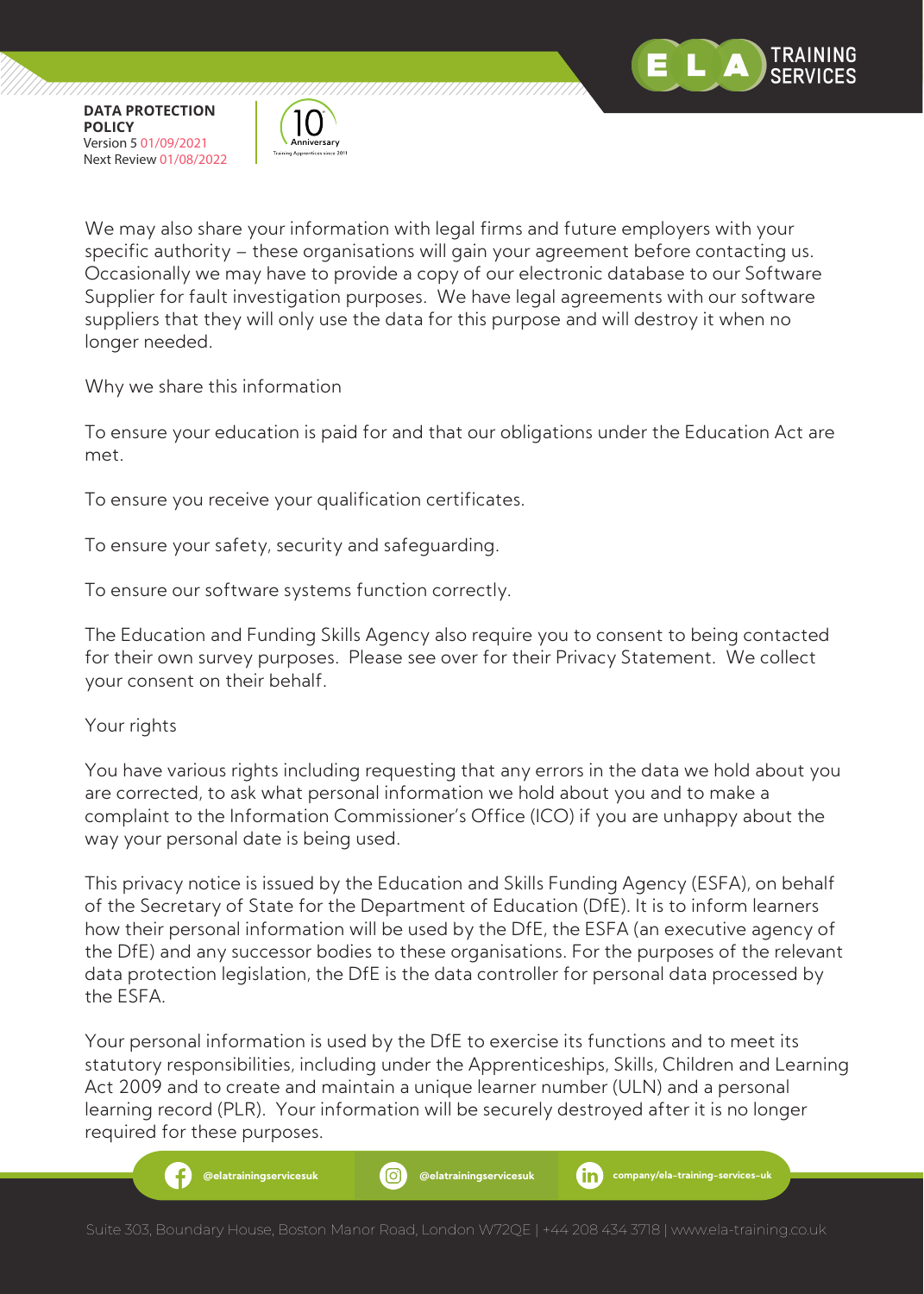We may also share your information with legal firms and future employers with your specific authority – these organisations will gain your agreement before contacting us. Occasionally we may have to provide a copy of our electronic database to our Software Supplier for fault investigation purposes. We have legal agreements with our software suppliers that they will only use the data for this purpose and will destroy it when no longer needed.

Why we share this information

To ensure your education is paid for and that our obligations under the Education Act are met.

To ensure you receive your qualification certificates.

To ensure your safety, security and safeguarding.

To ensure our software systems function correctly.

The Education and Funding Skills Agency also require you to consent to being contacted for their own survey purposes. Please see over for their Privacy Statement. We collect your consent on their behalf.

Your rights

You have various rights including requesting that any errors in the data we hold about you are corrected, to ask what personal information we hold about you and to make a complaint to the Information Commissioner's Office (ICO) if you are unhappy about the way your personal date is being used.

This privacy notice is issued by the Education and Skills Funding Agency (ESFA), on behalf of the Secretary of State for the Department of Education (DfE). It is to inform learners how their personal information will be used by the DfE, the ESFA (an executive agency of the DfE) and any successor bodies to these organisations. For the purposes of the relevant data protection legislation, the DfE is the data controller for personal data processed by the ESFA.

Your personal information is used by the DfE to exercise its functions and to meet its statutory responsibilities, including under the Apprenticeships, Skills, Children and Learning Act 2009 and to create and maintain a unique learner number (ULN) and a personal learning record (PLR). Your information will be securely destroyed after it is no longer required for these purposes.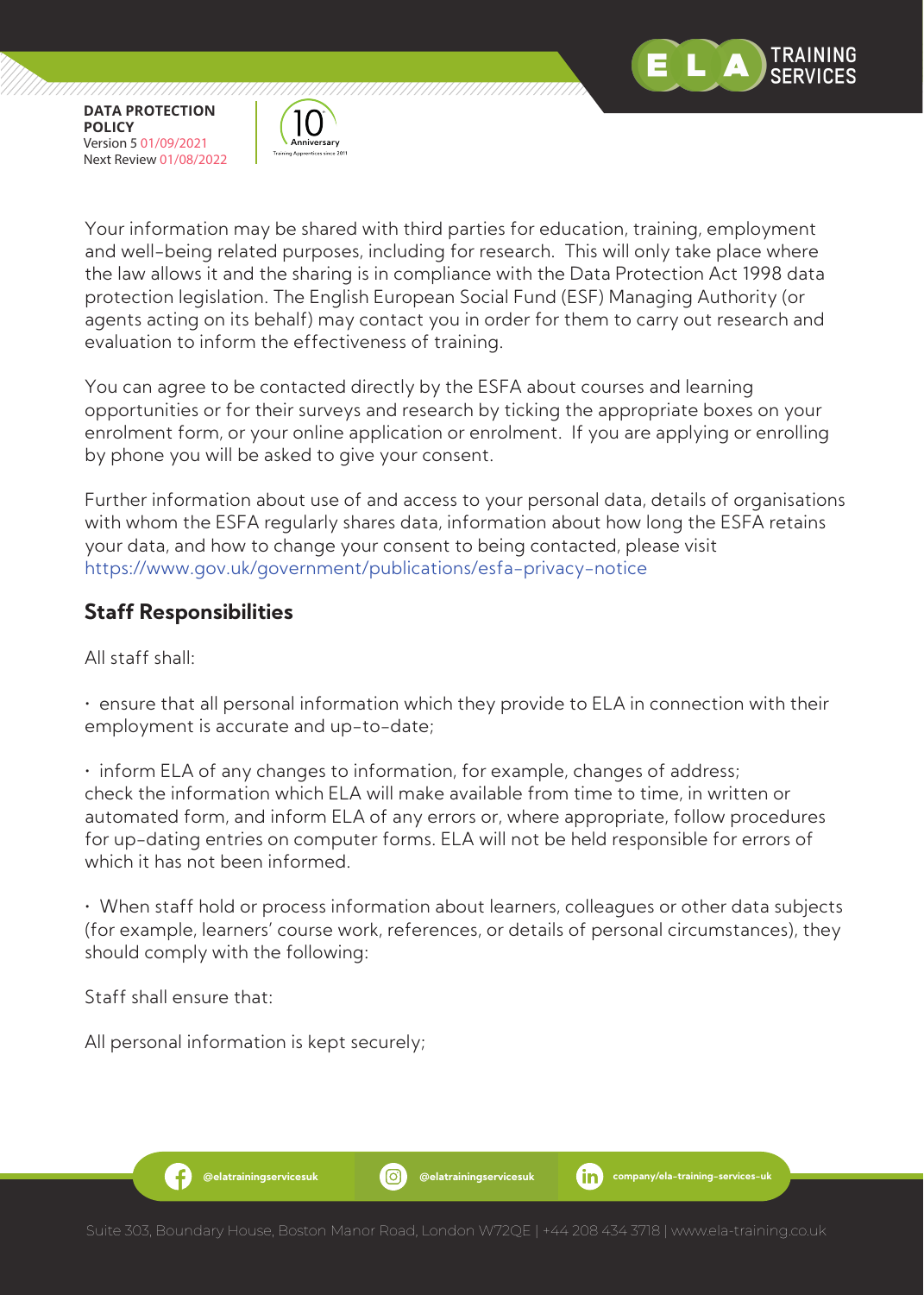Your information may be shared with third parties for education, training, employment and well-being related purposes, including for research. This will only take place where the law allows it and the sharing is in compliance with the Data Protection Act 1998 data protection legislation. The English European Social Fund (ESF) Managing Authority (or agents acting on its behalf) may contact you in order for them to carry out research and evaluation to inform the effectiveness of training.

You can agree to be contacted directly by the ESFA about courses and learning opportunities or for their surveys and research by ticking the appropriate boxes on your enrolment form, or your online application or enrolment. If you are applying or enrolling by phone you will be asked to give your consent.

Further information about use of and access to your personal data, details of organisations with whom the ESFA regularly shares data, information about how long the ESFA retains your data, and how to change your consent to being contacted, please visit https://www.gov.uk/government/publications/esfa-privacy-notice

## Staff Responsibilities

All staff shall:

• ensure that all personal information which they provide to ELA in connection with their employment is accurate and up-to-date;

• inform ELA of any changes to information, for example, changes of address; check the information which ELA will make available from time to time, in written or automated form, and inform ELA of any errors or, where appropriate, follow procedures for up-dating entries on computer forms. ELA will not be held responsible for errors of which it has not been informed.

• When staff hold or process information about learners, colleagues or other data subjects (for example, learners' course work, references, or details of personal circumstances), they should comply with the following:

Staff shall ensure that:

All personal information is kept securely;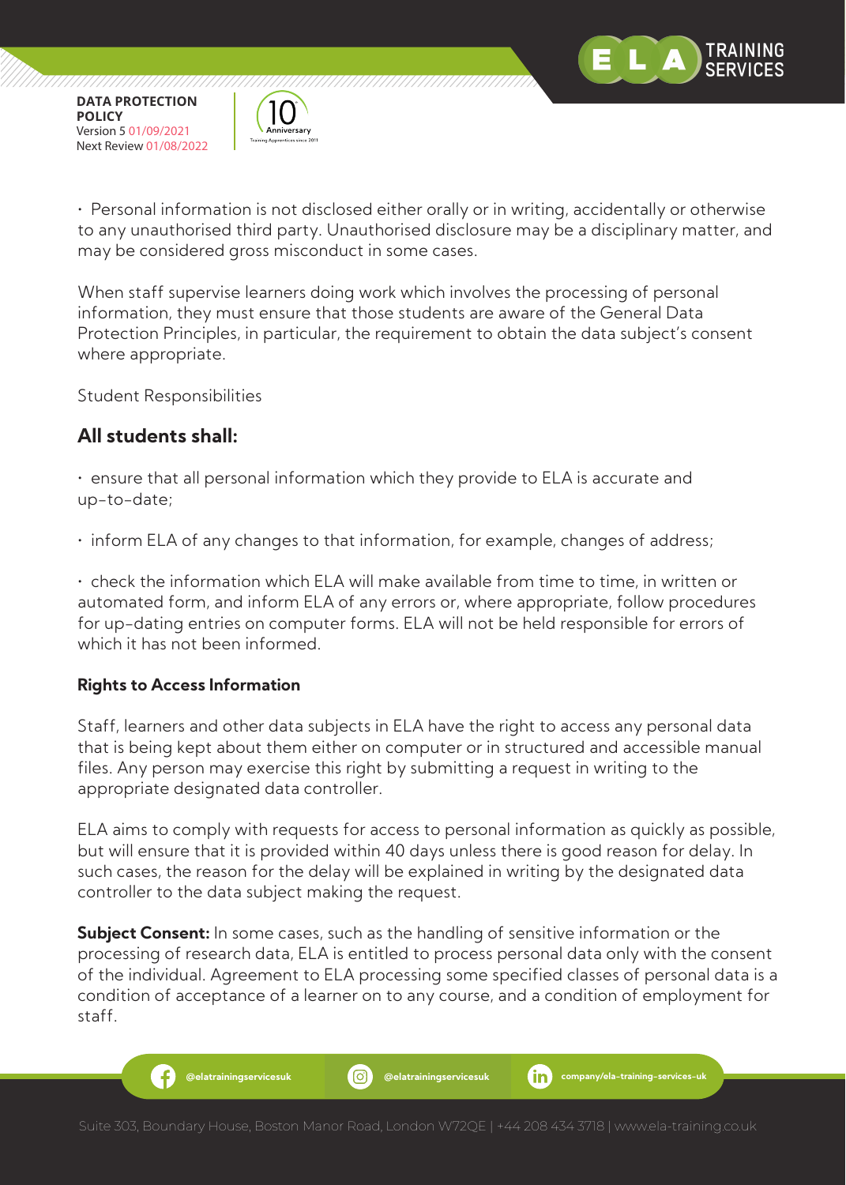• Personal information is not disclosed either orally or in writing, accidentally or otherwise to any unauthorised third party. Unauthorised disclosure may be a disciplinary matter, and may be considered gross misconduct in some cases.

When staff supervise learners doing work which involves the processing of personal information, they must ensure that those students are aware of the General Data Protection Principles, in particular, the requirement to obtain the data subject's consent where appropriate.

Student Responsibilities

## All students shall:

• ensure that all personal information which they provide to ELA is accurate and up-to-date;

• inform ELA of any changes to that information, for example, changes of address;

• check the information which ELA will make available from time to time, in written or automated form, and inform ELA of any errors or, where appropriate, follow procedures for up-dating entries on computer forms. ELA will not be held responsible for errors of which it has not been informed.

**Rights to Access Information**

Staff, learners and other data subjects in ELA have the right to access any personal data that is being kept about them either on computer or in structured and accessible manual files. Any person may exercise this right by submitting a request in writing to the appropriate designated data controller.

ELA aims to comply with requests for access to personal information as quickly as possible, but will ensure that it is provided within 40 days unless there is good reason for delay. In such cases, the reason for the delay will be explained in writing by the designated data controller to the data subject making the request.

**Subject Consent:** In some cases, such as the handling of sensitive information or the processing of research data, ELA is entitled to process personal data only with the consent of the individual. Agreement to ELA processing some specified classes of personal data is a condition of acceptance of a learner on to any course, and a condition of employment for staff.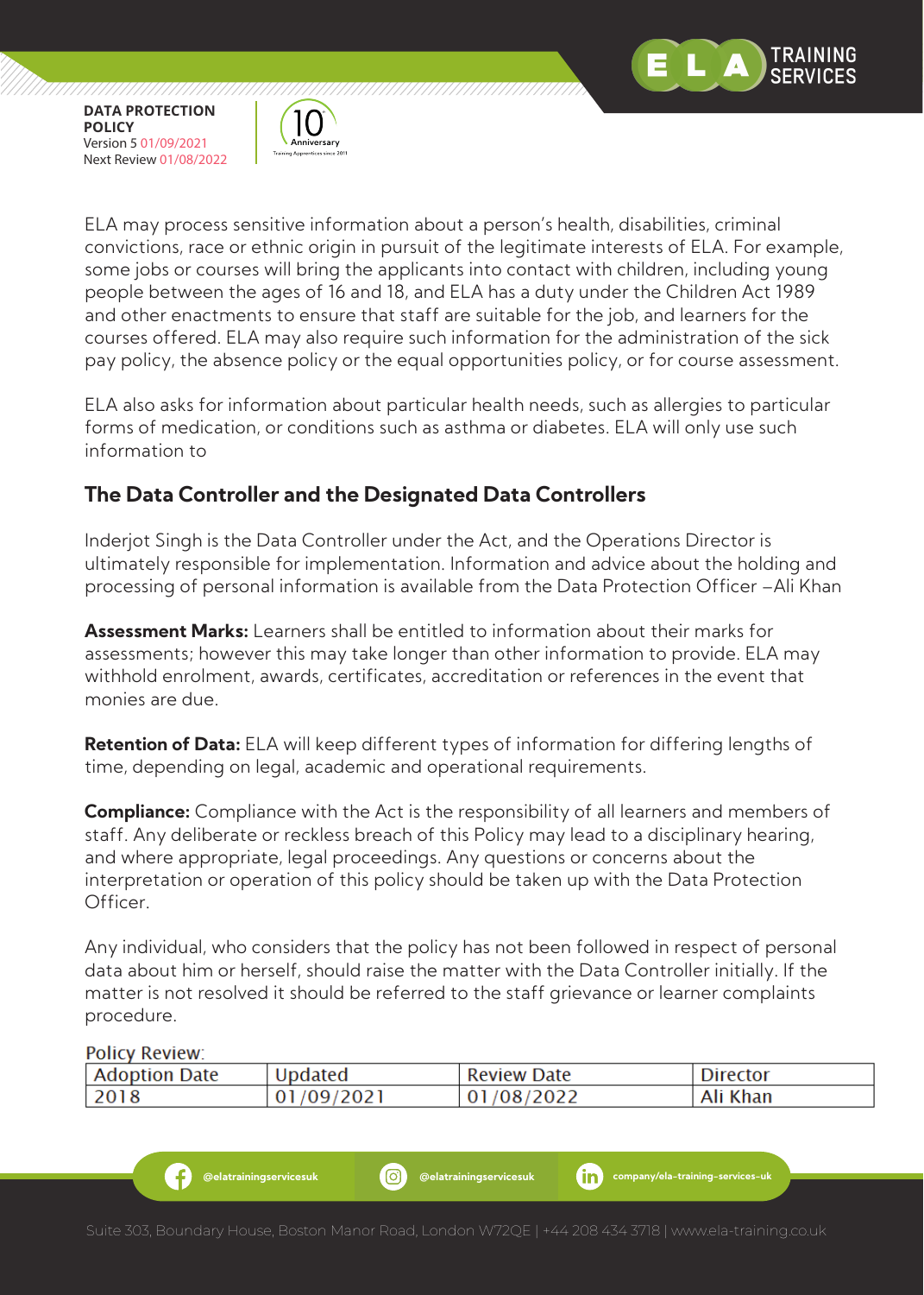ELA may process sensitive information about a person's health, disabilities, criminal convictions, race or ethnic origin in pursuit of the legitimate interests of ELA. For example, some jobs or courses will bring the applicants into contact with children, including young people between the ages of 16 and 18, and ELA has a duty under the Children Act 1989 and other enactments to ensure that staff are suitable for the job, and learners for the courses offered. ELA may also require such information for the administration of the sick pay policy, the absence policy or the equal opportunities policy, or for course assessment.

ELA also asks for information about particular health needs, such as allergies to particular forms of medication, or conditions such as asthma or diabetes. ELA will only use such information to

## The Data Controller and the Designated Data Controllers

Inderjot Singh is the Data Controller under the Act, and the Operations Director is ultimately responsible for implementation. Information and advice about the holding and processing of personal information is available from the Data Protection Officer –Ali Khan

**Assessment Marks:** Learners shall be entitled to information about their marks for assessments; however this may take longer than other information to provide. ELA may withhold enrolment, awards, certificates, accreditation or references in the event that monies are due.

**Retention of Data:** ELA will keep different types of information for differing lengths of time, depending on legal, academic and operational requirements.

**Compliance:** Compliance with the Act is the responsibility of all learners and members of staff. Any deliberate or reckless breach of this Policy may lead to a disciplinary hearing, and where appropriate, legal proceedings. Any questions or concerns about the interpretation or operation of this policy should be taken up with the Data Protection Officer.

Any individual, who considers that the policy has not been followed in respect of personal data about him or herself, should raise the matter with the Data Controller initially. If the matter is not resolved it should be referred to the staff grievance or learner complaints procedure.

Policy Review:

| Adoption Date | Updated | Review Date | Director |
|---|---|---|---|
| 2018 | 01/09/2021 | 01/08/2022 | Ali Khan |